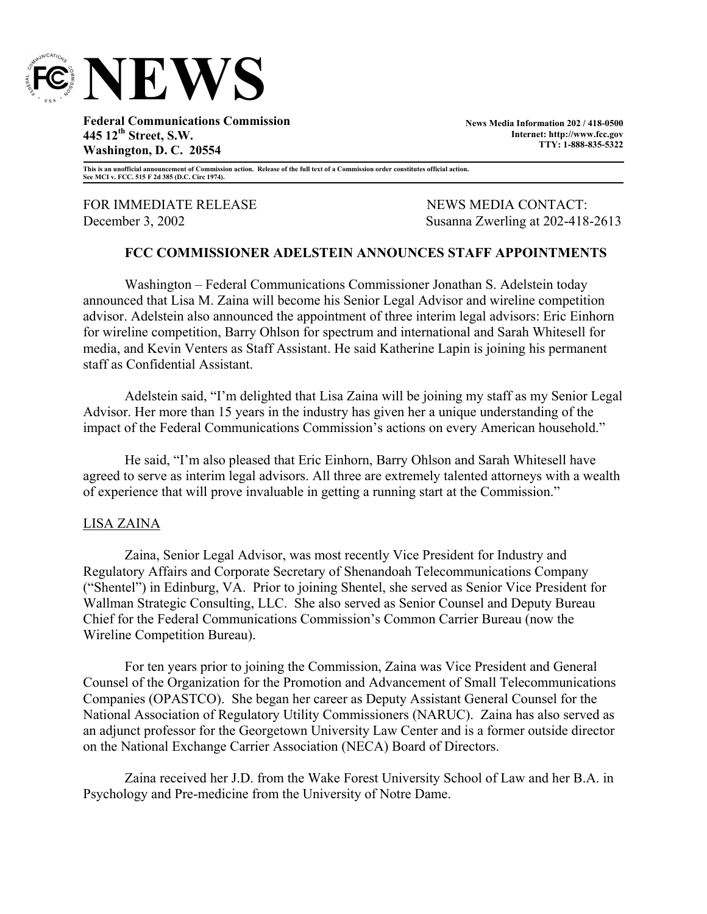# NEWS

**Federal Communications Commission**
**445 12th Street, S.W.**
**Washington, D. C. 20554**

**News Media Information 202 / 418-0500**
**Internet: http://www.fcc.gov**
**TTY: 1-888-835-5322**

**This is an unofficial announcement of Commission action. Release of the full text of a Commission order constitutes official action. See MCI v. FCC. 515 F 2d 385 (D.C. Circ 1974).**

FOR IMMEDIATE RELEASE
December 3, 2002

NEWS MEDIA CONTACT:
Susanna Zwerling at 202-418-2613

**FCC COMMISSIONER ADELSTEIN ANNOUNCES STAFF APPOINTMENTS**

Washington – Federal Communications Commissioner Jonathan S. Adelstein today announced that Lisa M. Zaina will become his Senior Legal Advisor and wireline competition advisor. Adelstein also announced the appointment of three interim legal advisors: Eric Einhorn for wireline competition, Barry Ohlson for spectrum and international and Sarah Whitesell for media, and Kevin Venters as Staff Assistant. He said Katherine Lapin is joining his permanent staff as Confidential Assistant.

Adelstein said, "I'm delighted that Lisa Zaina will be joining my staff as my Senior Legal Advisor. Her more than 15 years in the industry has given her a unique understanding of the impact of the Federal Communications Commission's actions on every American household."

He said, "I'm also pleased that Eric Einhorn, Barry Ohlson and Sarah Whitesell have agreed to serve as interim legal advisors. All three are extremely talented attorneys with a wealth of experience that will prove invaluable in getting a running start at the Commission."

LISA ZAINA

Zaina, Senior Legal Advisor, was most recently Vice President for Industry and Regulatory Affairs and Corporate Secretary of Shenandoah Telecommunications Company ("Shentel") in Edinburg, VA. Prior to joining Shentel, she served as Senior Vice President for Wallman Strategic Consulting, LLC. She also served as Senior Counsel and Deputy Bureau Chief for the Federal Communications Commission's Common Carrier Bureau (now the Wireline Competition Bureau).

For ten years prior to joining the Commission, Zaina was Vice President and General Counsel of the Organization for the Promotion and Advancement of Small Telecommunications Companies (OPASTCO). She began her career as Deputy Assistant General Counsel for the National Association of Regulatory Utility Commissioners (NARUC). Zaina has also served as an adjunct professor for the Georgetown University Law Center and is a former outside director on the National Exchange Carrier Association (NECA) Board of Directors.

Zaina received her J.D. from the Wake Forest University School of Law and her B.A. in Psychology and Pre-medicine from the University of Notre Dame.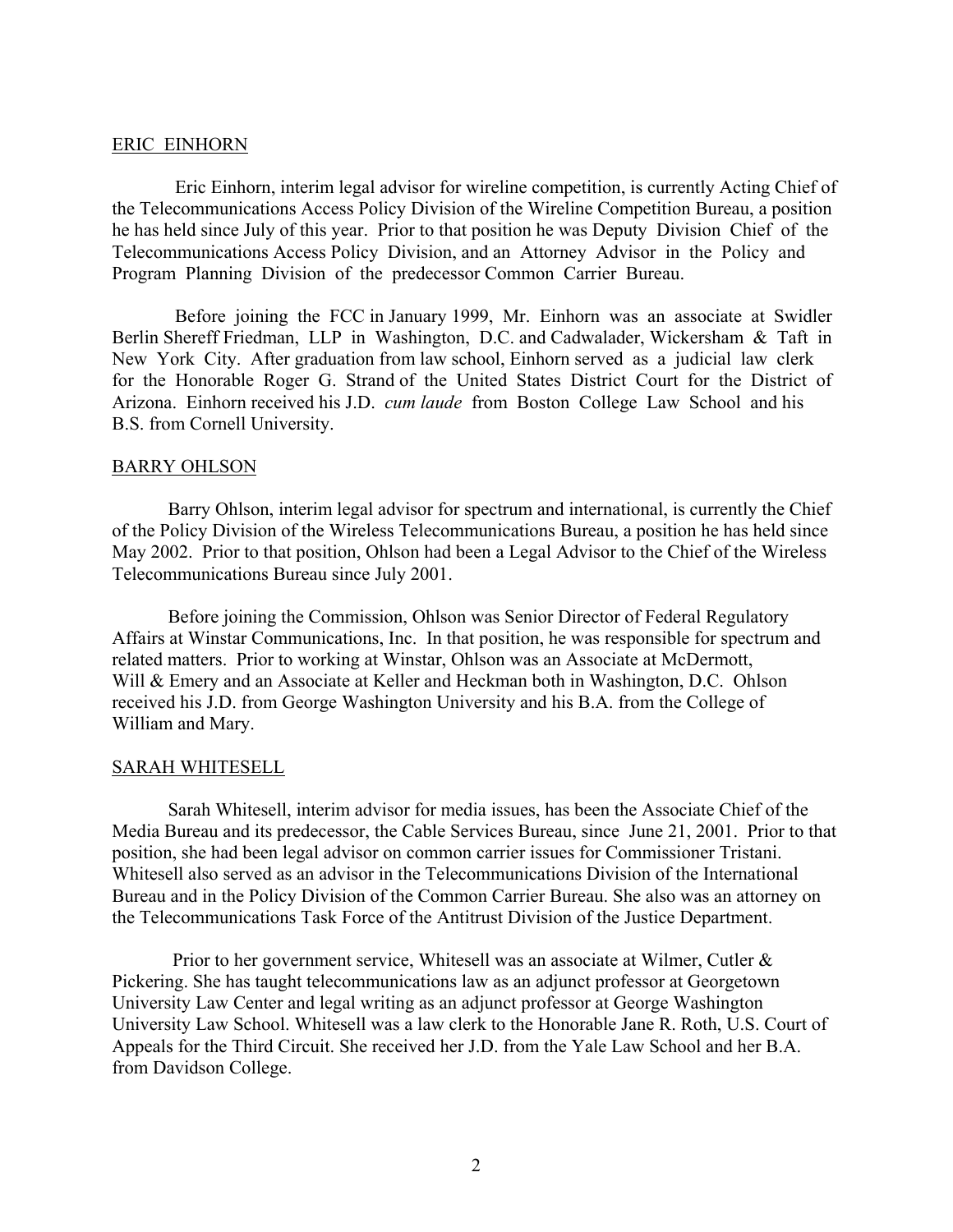## ERIC EINHORN

Eric Einhorn, interim legal advisor for wireline competition, is currently Acting Chief of the Telecommunications Access Policy Division of the Wireline Competition Bureau, a position he has held since July of this year. Prior to that position he was Deputy Division Chief of the Telecommunications Access Policy Division, and an Attorney Advisor in the Policy and Program Planning Division of the predecessor Common Carrier Bureau.

Before joining the FCC in January 1999, Mr. Einhorn was an associate at Swidler Berlin Shereff Friedman, LLP in Washington, D.C. and Cadwalader, Wickersham & Taft in New York City. After graduation from law school, Einhorn served as a judicial law clerk for the Honorable Roger G. Strand of the United States District Court for the District of Arizona. Einhorn received his J.D. *cum laude* from Boston College Law School and his B.S. from Cornell University.

## BARRY OHLSON

Barry Ohlson, interim legal advisor for spectrum and international, is currently the Chief of the Policy Division of the Wireless Telecommunications Bureau, a position he has held since May 2002. Prior to that position, Ohlson had been a Legal Advisor to the Chief of the Wireless Telecommunications Bureau since July 2001.

Before joining the Commission, Ohlson was Senior Director of Federal Regulatory Affairs at Winstar Communications, Inc. In that position, he was responsible for spectrum and related matters. Prior to working at Winstar, Ohlson was an Associate at McDermott, Will & Emery and an Associate at Keller and Heckman both in Washington, D.C. Ohlson received his J.D. from George Washington University and his B.A. from the College of William and Mary.

## SARAH WHITESELL

Sarah Whitesell, interim advisor for media issues, has been the Associate Chief of the Media Bureau and its predecessor, the Cable Services Bureau, since June 21, 2001. Prior to that position, she had been legal advisor on common carrier issues for Commissioner Tristani. Whitesell also served as an advisor in the Telecommunications Division of the International Bureau and in the Policy Division of the Common Carrier Bureau. She also was an attorney on the Telecommunications Task Force of the Antitrust Division of the Justice Department.

Prior to her government service, Whitesell was an associate at Wilmer, Cutler & Pickering. She has taught telecommunications law as an adjunct professor at Georgetown University Law Center and legal writing as an adjunct professor at George Washington University Law School. Whitesell was a law clerk to the Honorable Jane R. Roth, U.S. Court of Appeals for the Third Circuit. She received her J.D. from the Yale Law School and her B.A. from Davidson College.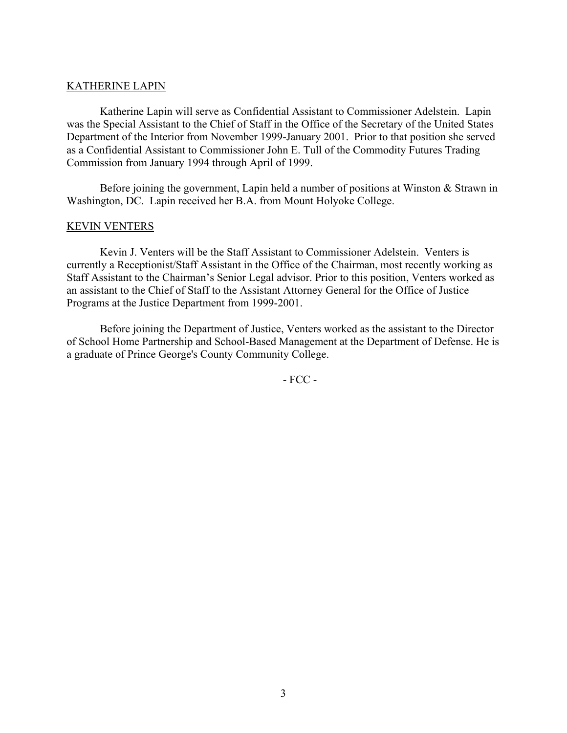## KATHERINE LAPIN

Katherine Lapin will serve as Confidential Assistant to Commissioner Adelstein. Lapin was the Special Assistant to the Chief of Staff in the Office of the Secretary of the United States Department of the Interior from November 1999-January 2001. Prior to that position she served as a Confidential Assistant to Commissioner John E. Tull of the Commodity Futures Trading Commission from January 1994 through April of 1999.

Before joining the government, Lapin held a number of positions at Winston & Strawn in Washington, DC. Lapin received her B.A. from Mount Holyoke College.

## KEVIN VENTERS

Kevin J. Venters will be the Staff Assistant to Commissioner Adelstein. Venters is currently a Receptionist/Staff Assistant in the Office of the Chairman, most recently working as Staff Assistant to the Chairman's Senior Legal advisor. Prior to this position, Venters worked as an assistant to the Chief of Staff to the Assistant Attorney General for the Office of Justice Programs at the Justice Department from 1999-2001.

Before joining the Department of Justice, Venters worked as the assistant to the Director of School Home Partnership and School-Based Management at the Department of Defense. He is a graduate of Prince George's County Community College.

- FCC -